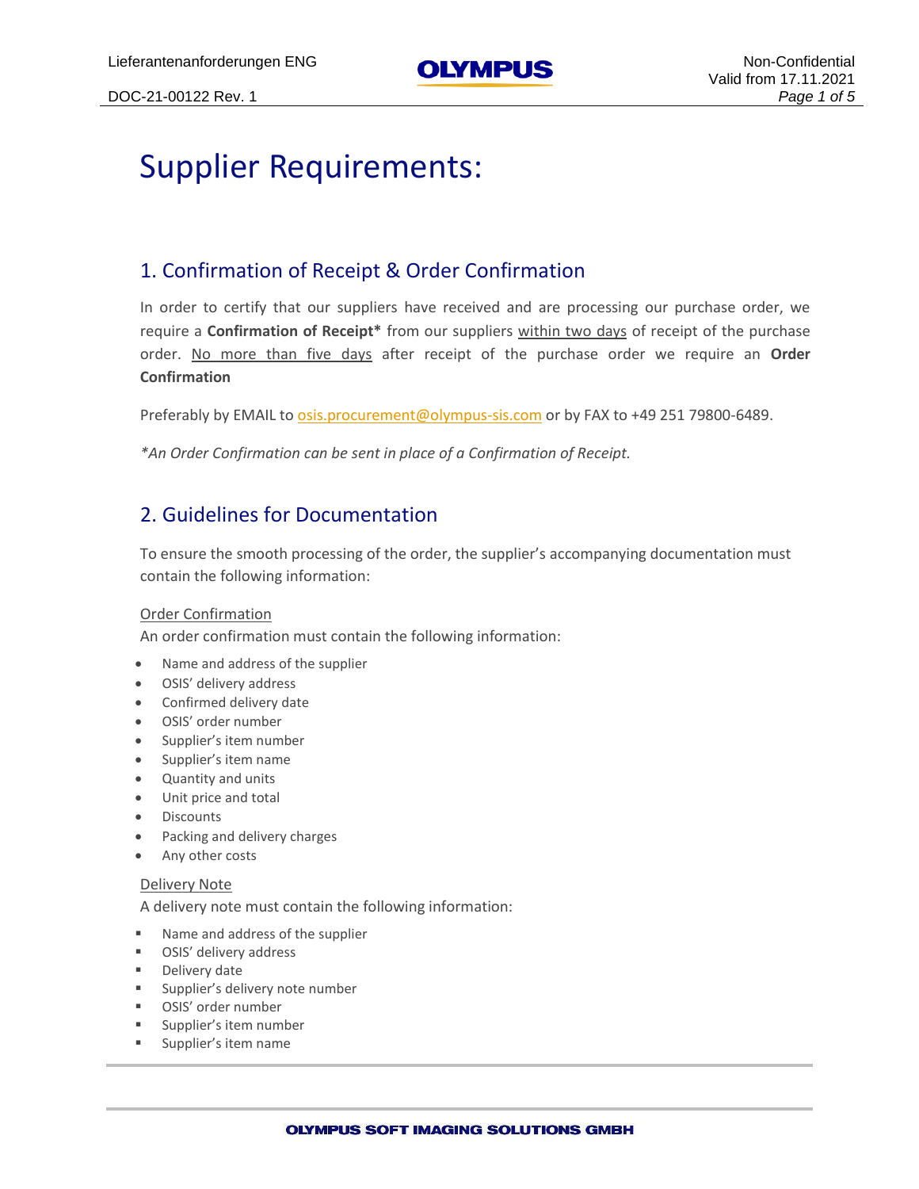# Supplier Requirements:

## 1. Confirmation of Receipt & Order Confirmation

In order to certify that our suppliers have received and are processing our purchase order, we require a **Confirmation of Receipt*** from our suppliers within two days of receipt of the purchase order. No more than five days after receipt of the purchase order we require an **Order Confirmation**

Preferably by EMAIL to osis.procurement@olympus-sis.com or by FAX to +49 251 79800-6489.

**An Order Confirmation can be sent in place of a Confirmation of Receipt.*

## 2. Guidelines for Documentation

To ensure the smooth processing of the order, the supplier's accompanying documentation must contain the following information:

Order Confirmation

An order confirmation must contain the following information:

- Name and address of the supplier
- OSIS' delivery address
- Confirmed delivery date
- OSIS' order number
- Supplier's item number
- Supplier's item name
- Quantity and units
- Unit price and total
- Discounts
- Packing and delivery charges
- Any other costs

Delivery Note

A delivery note must contain the following information:

- Name and address of the supplier
- OSIS' delivery address
- Delivery date
- Supplier's delivery note number
- OSIS' order number
- Supplier's item number
- Supplier's item name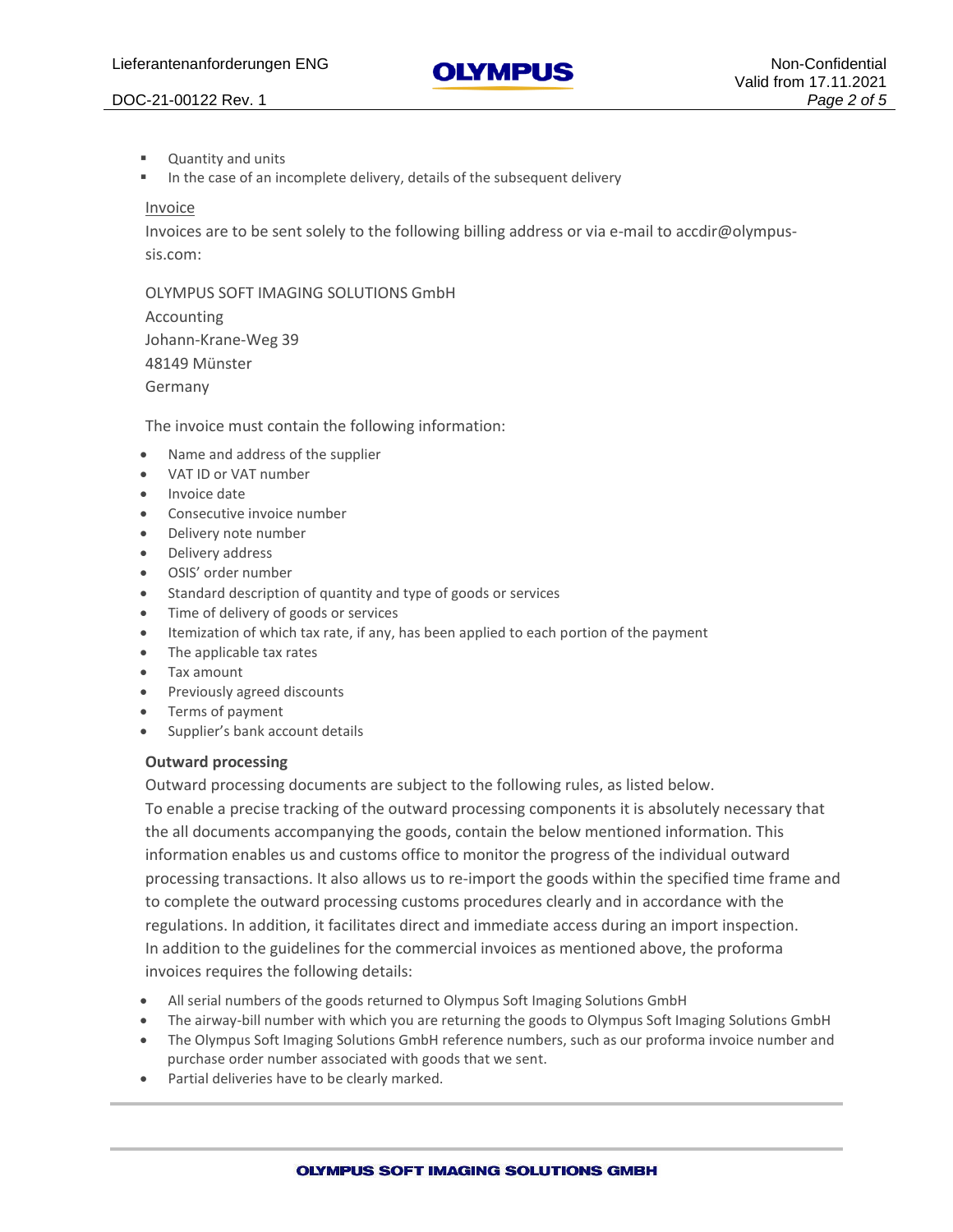- Quantity and units
- In the case of an incomplete delivery, details of the subsequent delivery

Invoice

Invoices are to be sent solely to the following billing address or via e-mail to accdir@olympus-sis.com:

OLYMPUS SOFT IMAGING SOLUTIONS GmbH
Accounting
Johann-Krane-Weg 39
48149 Münster
Germany

The invoice must contain the following information:

- Name and address of the supplier
- VAT ID or VAT number
- Invoice date
- Consecutive invoice number
- Delivery note number
- Delivery address
- OSIS' order number
- Standard description of quantity and type of goods or services
- Time of delivery of goods or services
- Itemization of which tax rate, if any, has been applied to each portion of the payment
- The applicable tax rates
- Tax amount
- Previously agreed discounts
- Terms of payment
- Supplier's bank account details

**Outward processing**

Outward processing documents are subject to the following rules, as listed below.
To enable a precise tracking of the outward processing components it is absolutely necessary that the all documents accompanying the goods, contain the below mentioned information. This information enables us and customs office to monitor the progress of the individual outward processing transactions. It also allows us to re-import the goods within the specified time frame and to complete the outward processing customs procedures clearly and in accordance with the regulations. In addition, it facilitates direct and immediate access during an import inspection.
In addition to the guidelines for the commercial invoices as mentioned above, the proforma invoices requires the following details:

- All serial numbers of the goods returned to Olympus Soft Imaging Solutions GmbH
- The airway-bill number with which you are returning the goods to Olympus Soft Imaging Solutions GmbH
- The Olympus Soft Imaging Solutions GmbH reference numbers, such as our proforma invoice number and purchase order number associated with goods that we sent.
- Partial deliveries have to be clearly marked.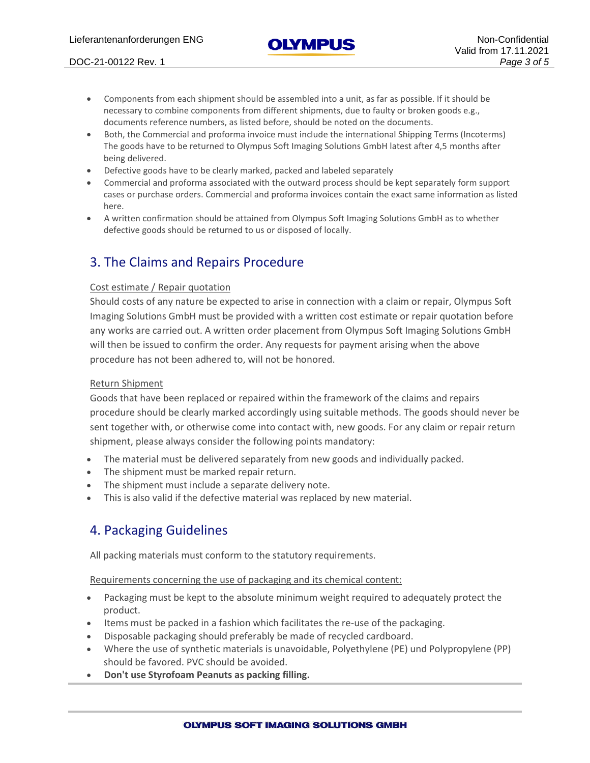- Components from each shipment should be assembled into a unit, as far as possible. If it should be necessary to combine components from different shipments, due to faulty or broken goods e.g., documents reference numbers, as listed before, should be noted on the documents.
- Both, the Commercial and proforma invoice must include the international Shipping Terms (Incoterms) The goods have to be returned to Olympus Soft Imaging Solutions GmbH latest after 4,5 months after being delivered.
- Defective goods have to be clearly marked, packed and labeled separately
- Commercial and proforma associated with the outward process should be kept separately form support cases or purchase orders. Commercial and proforma invoices contain the exact same information as listed here.
- A written confirmation should be attained from Olympus Soft Imaging Solutions GmbH as to whether defective goods should be returned to us or disposed of locally.

## 3. The Claims and Repairs Procedure

Cost estimate / Repair quotation

Should costs of any nature be expected to arise in connection with a claim or repair, Olympus Soft Imaging Solutions GmbH must be provided with a written cost estimate or repair quotation before any works are carried out. A written order placement from Olympus Soft Imaging Solutions GmbH will then be issued to confirm the order. Any requests for payment arising when the above procedure has not been adhered to, will not be honored.

Return Shipment

Goods that have been replaced or repaired within the framework of the claims and repairs procedure should be clearly marked accordingly using suitable methods. The goods should never be sent together with, or otherwise come into contact with, new goods. For any claim or repair return shipment, please always consider the following points mandatory:

- The material must be delivered separately from new goods and individually packed.
- The shipment must be marked repair return.
- The shipment must include a separate delivery note.
- This is also valid if the defective material was replaced by new material.

## 4. Packaging Guidelines

All packing materials must conform to the statutory requirements.

Requirements concerning the use of packaging and its chemical content:

- Packaging must be kept to the absolute minimum weight required to adequately protect the product.
- Items must be packed in a fashion which facilitates the re-use of the packaging.
- Disposable packaging should preferably be made of recycled cardboard.
- Where the use of synthetic materials is unavoidable, Polyethylene (PE) und Polypropylene (PP) should be favored. PVC should be avoided.
- **Don't use Styrofoam Peanuts as packing filling.**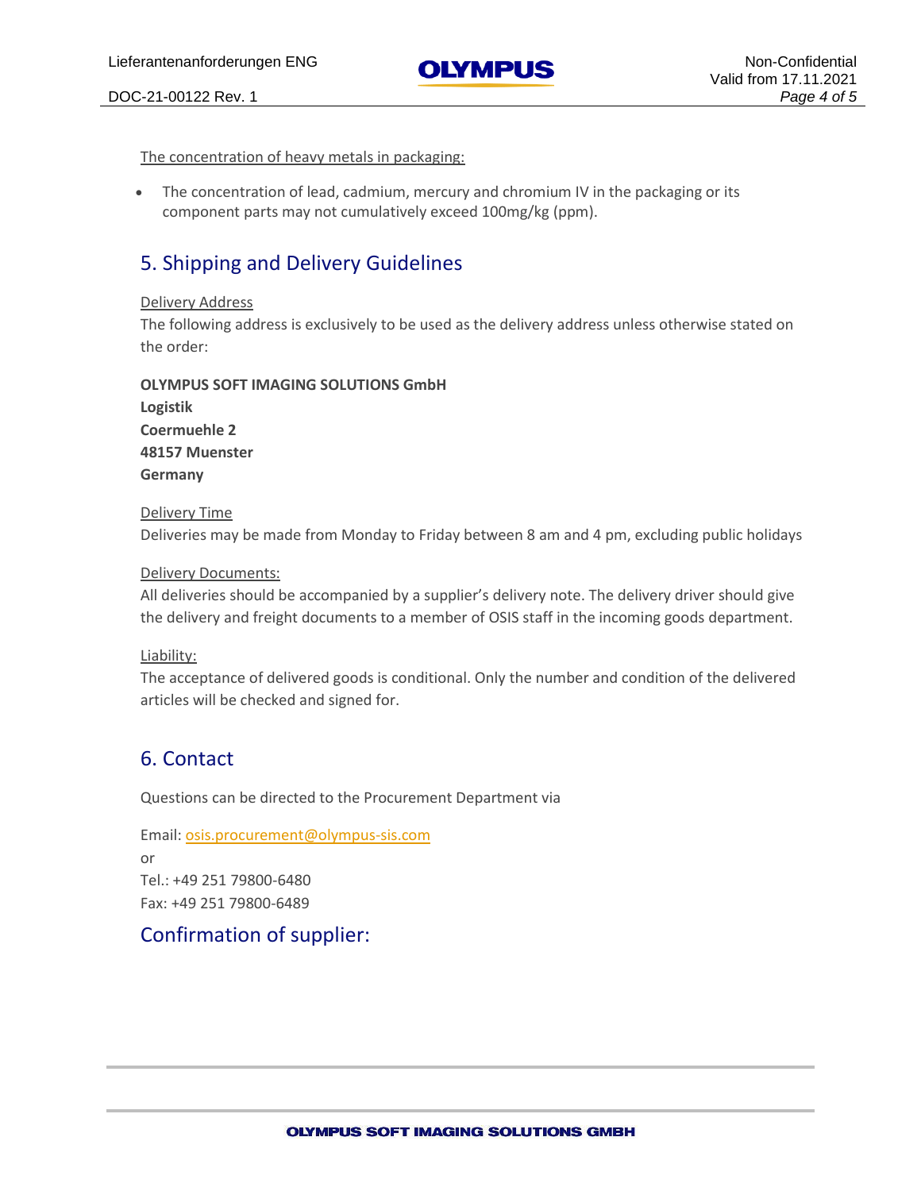The concentration of heavy metals in packaging:

- The concentration of lead, cadmium, mercury and chromium IV in the packaging or its component parts may not cumulatively exceed 100mg/kg (ppm).

## 5. Shipping and Delivery Guidelines

Delivery Address

The following address is exclusively to be used as the delivery address unless otherwise stated on the order:

**OLYMPUS SOFT IMAGING SOLUTIONS GmbH**
**Logistik**
**Coermuehle 2**
**48157 Muenster**
**Germany**

Delivery Time

Deliveries may be made from Monday to Friday between 8 am and 4 pm, excluding public holidays

Delivery Documents:

All deliveries should be accompanied by a supplier's delivery note. The delivery driver should give the delivery and freight documents to a member of OSIS staff in the incoming goods department.

Liability:

The acceptance of delivered goods is conditional. Only the number and condition of the delivered articles will be checked and signed for.

## 6. Contact

Questions can be directed to the Procurement Department via

Email: osis.procurement@olympus-sis.com
or
Tel.: +49 251 79800-6480
Fax: +49 251 79800-6489

## Confirmation of supplier: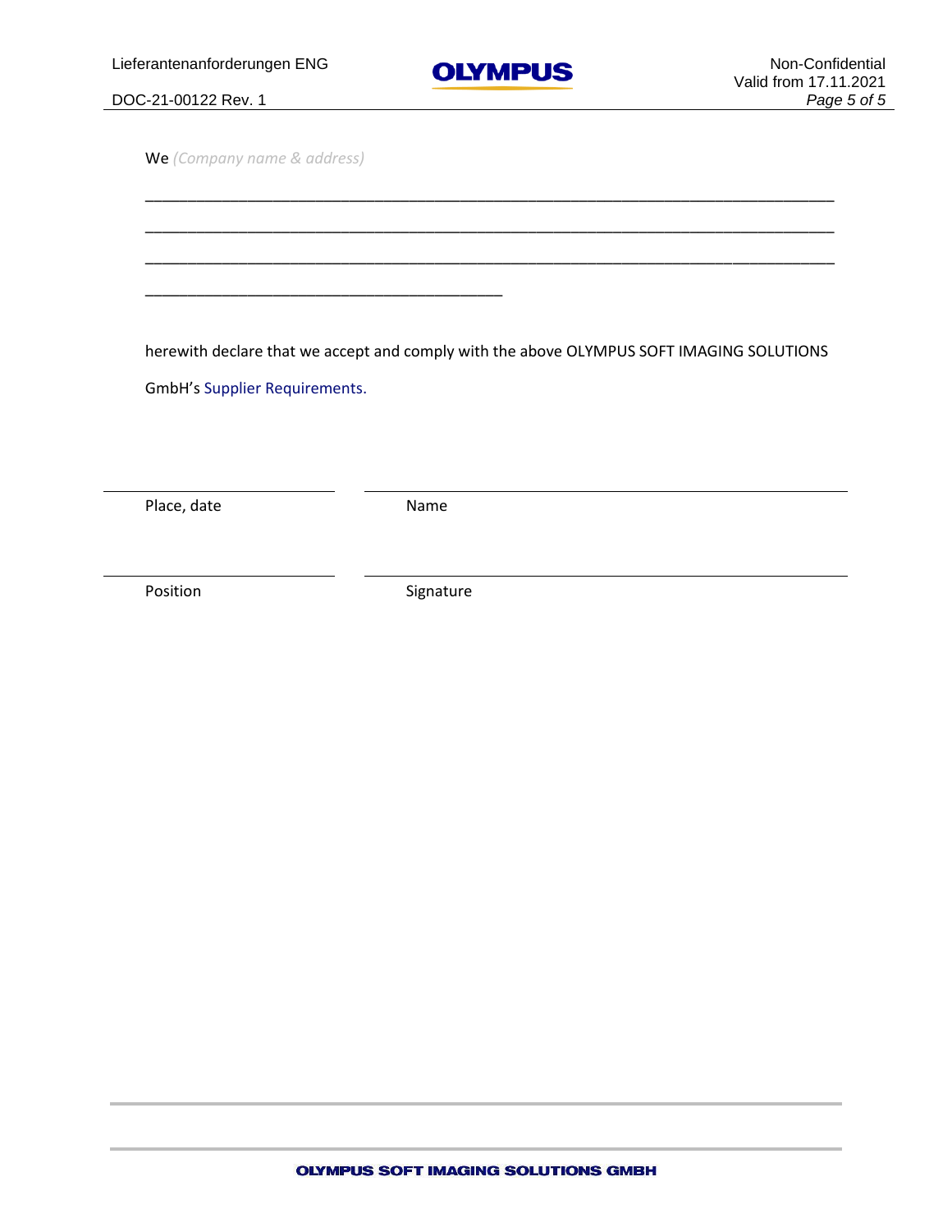We *(Company name & address)*

_____________________________________________________________________________

_____________________________________________________________________________

_____________________________________________________________________________

________________________________________

herewith declare that we accept and comply with the above OLYMPUS SOFT IMAGING SOLUTIONS GmbH's Supplier Requirements.

| | |
|---|---|
| Place, date | Name |
| Position | Signature |